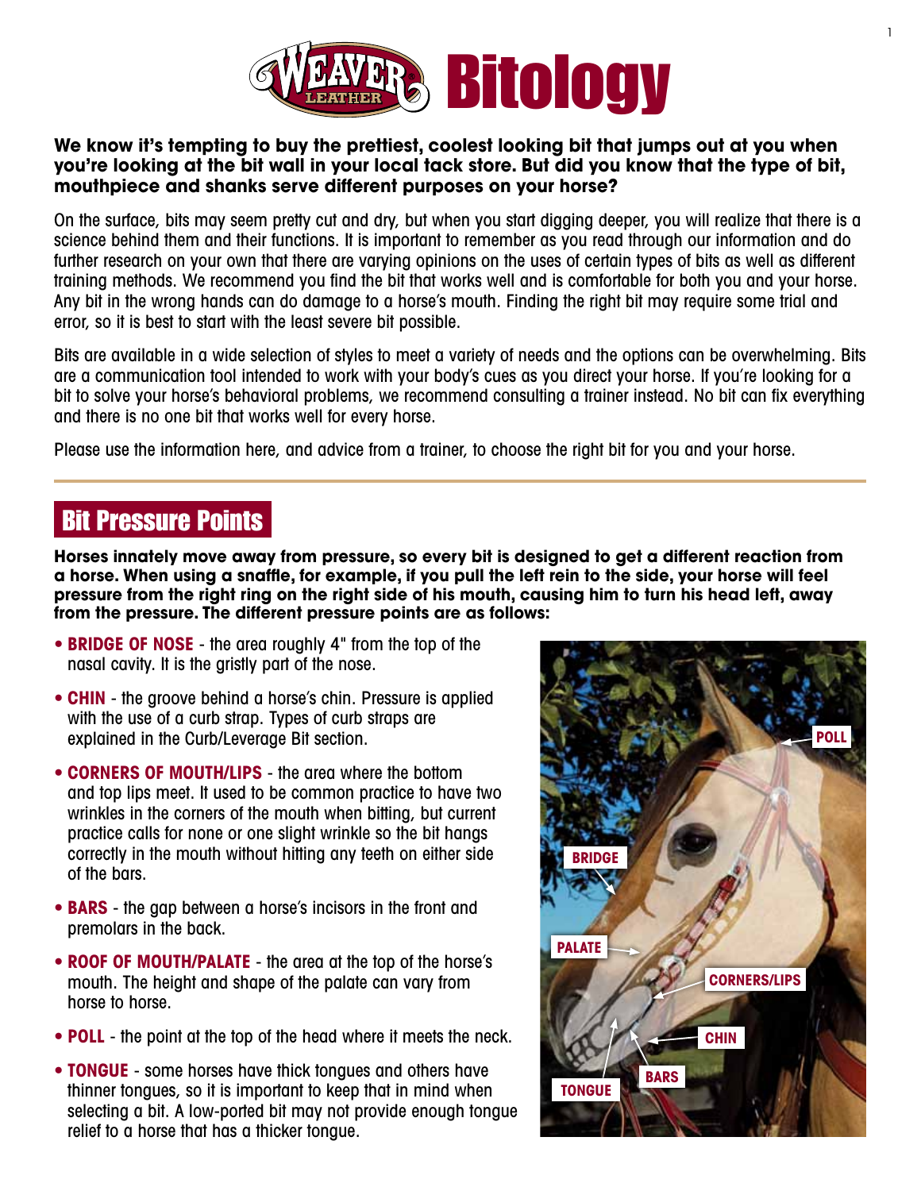# Weaver Leather Bitology

**We know it's tempting to buy the prettiest, coolest looking bit that jumps out at you when you're looking at the bit wall in your local tack store. But did you know that the type of bit, mouthpiece and shanks serve different purposes on your horse?**

On the surface, bits may seem pretty cut and dry, but when you start digging deeper, you will realize that there is a science behind them and their functions. It is important to remember as you read through our information and do further research on your own that there are varying opinions on the uses of certain types of bits as well as different training methods. We recommend you find the bit that works well and is comfortable for both you and your horse. Any bit in the wrong hands can do damage to a horse's mouth. Finding the right bit may require some trial and error, so it is best to start with the least severe bit possible.

Bits are available in a wide selection of styles to meet a variety of needs and the options can be overwhelming. Bits are a communication tool intended to work with your body's cues as you direct your horse. If you're looking for a bit to solve your horse's behavioral problems, we recommend consulting a trainer instead. No bit can fix everything and there is no one bit that works well for every horse.

Please use the information here, and advice from a trainer, to choose the right bit for you and your horse.

## Bit Pressure Points

**Horses innately move away from pressure, so every bit is designed to get a different reaction from a horse. When using a snaffle, for example, if you pull the left rein to the side, your horse will feel pressure from the right ring on the right side of his mouth, causing him to turn his head left, away from the pressure. The different pressure points are as follows:**

- **BRIDGE OF NOSE** - the area roughly 4" from the top of the nasal cavity. It is the gristly part of the nose.
- **CHIN** - the groove behind a horse's chin. Pressure is applied with the use of a curb strap. Types of curb straps are explained in the Curb/Leverage Bit section.
- **CORNERS OF MOUTH/LIPS** - the area where the bottom and top lips meet. It used to be common practice to have two wrinkles in the corners of the mouth when bitting, but current practice calls for none or one slight wrinkle so the bit hangs correctly in the mouth without hitting any teeth on either side of the bars.
- **BARS** - the gap between a horse's incisors in the front and premolars in the back.
- **ROOF OF MOUTH/PALATE** - the area at the top of the horse's mouth. The height and shape of the palate can vary from horse to horse.
- **POLL** - the point at the top of the head where it meets the neck.
- **TONGUE** - some horses have thick tongues and others have thinner tongues, so it is important to keep that in mind when selecting a bit. A low-ported bit may not provide enough tongue relief to a horse that has a thicker tongue.

POLL, BRIDGE, PALATE, CORNERS/LIPS, CHIN, BARS, TONGUE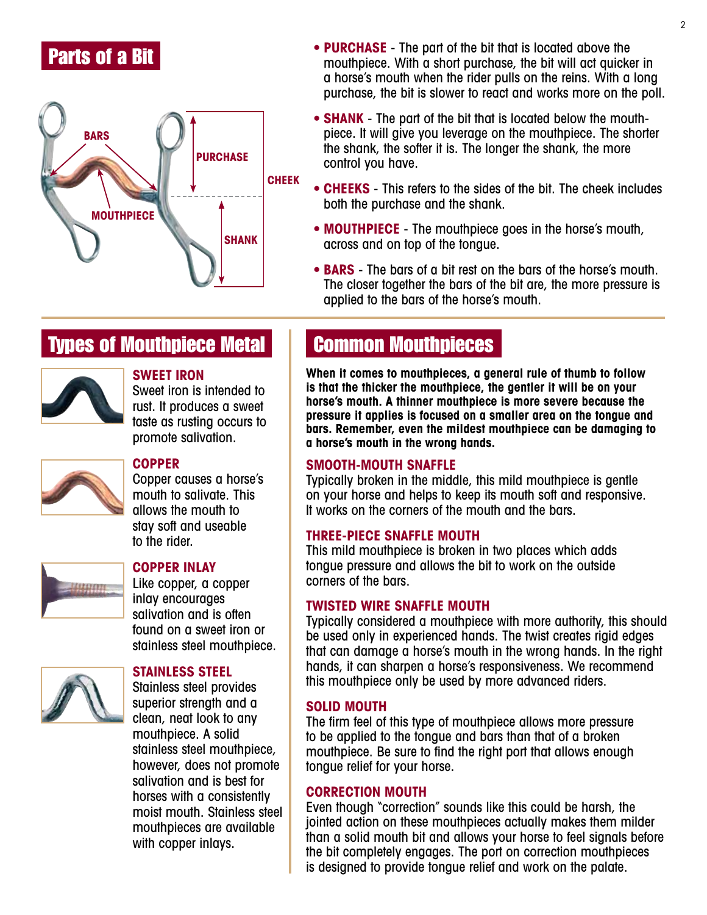## Parts of a Bit

- **PURCHASE** - The part of the bit that is located above the mouthpiece. With a short purchase, the bit will act quicker in a horse's mouth when the rider pulls on the reins. With a long purchase, the bit is slower to react and works more on the poll.
- **SHANK** - The part of the bit that is located below the mouthpiece. It will give you leverage on the mouthpiece. The shorter the shank, the softer it is. The longer the shank, the more control you have.
- **CHEEKS** - This refers to the sides of the bit. The cheek includes both the purchase and the shank.
- **MOUTHPIECE** - The mouthpiece goes in the horse's mouth, across and on top of the tongue.
- **BARS** - The bars of a bit rest on the bars of the horse's mouth. The closer together the bars of the bit are, the more pressure is applied to the bars of the horse's mouth.

## Types of Mouthpiece Metal

### SWEET IRON

Sweet iron is intended to rust. It produces a sweet taste as rusting occurs to promote salivation.

### COPPER

Copper causes a horse's mouth to salivate. This allows the mouth to stay soft and useable to the rider.

### COPPER INLAY

Like copper, a copper inlay encourages salivation and is often found on a sweet iron or stainless steel mouthpiece.

### STAINLESS STEEL

Stainless steel provides superior strength and a clean, neat look to any mouthpiece. A solid stainless steel mouthpiece, however, does not promote salivation and is best for horses with a consistently moist mouth. Stainless steel mouthpieces are available with copper inlays.

## Common Mouthpieces

**When it comes to mouthpieces, a general rule of thumb to follow is that the thicker the mouthpiece, the gentler it will be on your horse's mouth. A thinner mouthpiece is more severe because the pressure it applies is focused on a smaller area on the tongue and bars. Remember, even the mildest mouthpiece can be damaging to a horse's mouth in the wrong hands.**

### SMOOTH-MOUTH SNAFFLE

Typically broken in the middle, this mild mouthpiece is gentle on your horse and helps to keep its mouth soft and responsive. It works on the corners of the mouth and the bars.

### THREE-PIECE SNAFFLE MOUTH

This mild mouthpiece is broken in two places which adds tongue pressure and allows the bit to work on the outside corners of the bars.

### TWISTED WIRE SNAFFLE MOUTH

Typically considered a mouthpiece with more authority, this should be used only in experienced hands. The twist creates rigid edges that can damage a horse's mouth in the wrong hands. In the right hands, it can sharpen a horse's responsiveness. We recommend this mouthpiece only be used by more advanced riders.

### SOLID MOUTH

The firm feel of this type of mouthpiece allows more pressure to be applied to the tongue and bars than that of a broken mouthpiece. Be sure to find the right port that allows enough tongue relief for your horse.

### CORRECTION MOUTH

Even though "correction" sounds like this could be harsh, the jointed action on these mouthpieces actually makes them milder than a solid mouth bit and allows your horse to feel signals before the bit completely engages. The port on correction mouthpieces is designed to provide tongue relief and work on the palate.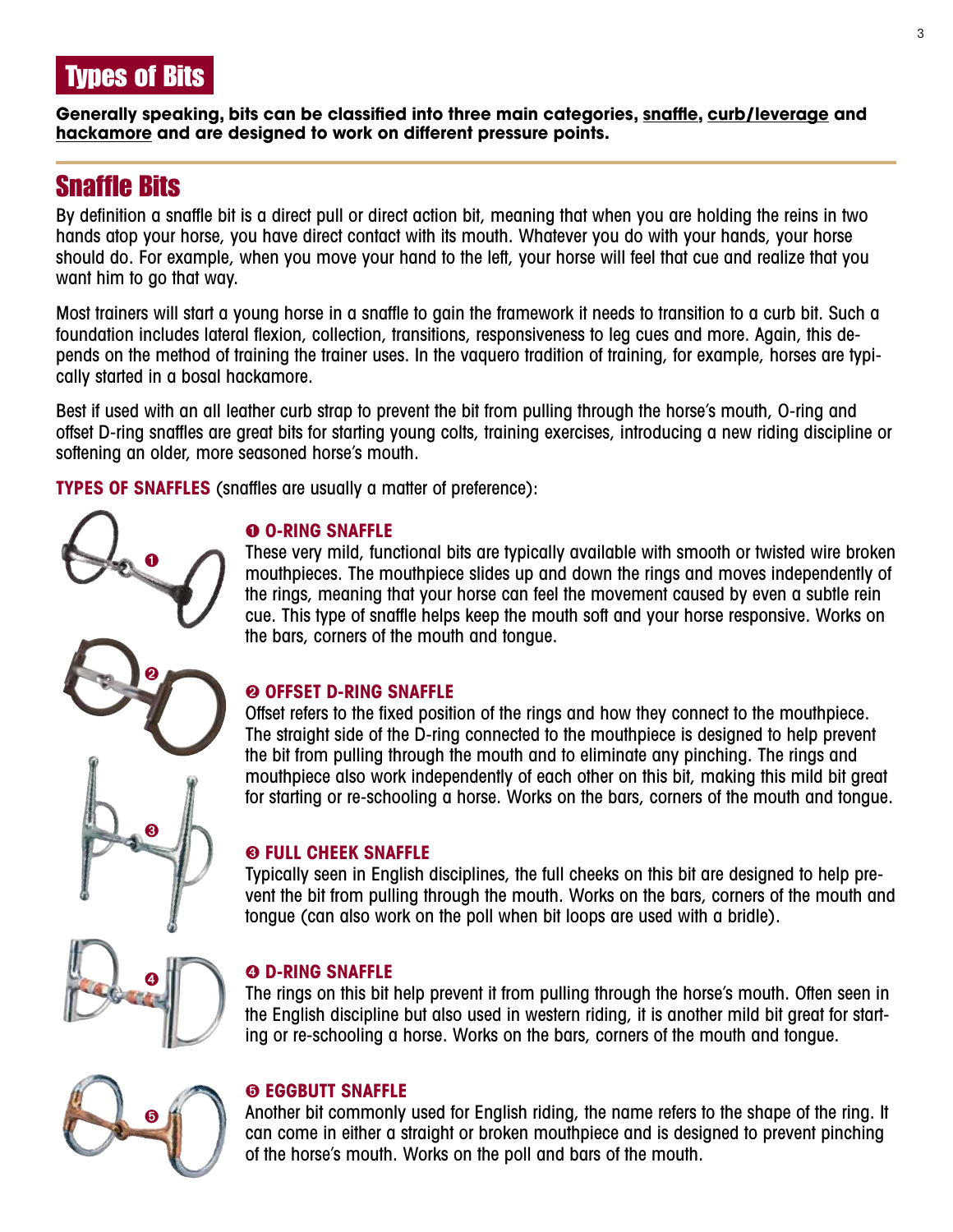# Types of Bits

**Generally speaking, bits can be classified into three main categories, snaffle, curb/leverage and hackamore and are designed to work on different pressure points.**

## Snaffle Bits

By definition a snaffle bit is a direct pull or direct action bit, meaning that when you are holding the reins in two hands atop your horse, you have direct contact with its mouth. Whatever you do with your hands, your horse should do. For example, when you move your hand to the left, your horse will feel that cue and realize that you want him to go that way.

Most trainers will start a young horse in a snaffle to gain the framework it needs to transition to a curb bit. Such a foundation includes lateral flexion, collection, transitions, responsiveness to leg cues and more. Again, this depends on the method of training the trainer uses. In the vaquero tradition of training, for example, horses are typically started in a bosal hackamore.

Best if used with an all leather curb strap to prevent the bit from pulling through the horse's mouth, O-ring and offset D-ring snaffles are great bits for starting young colts, training exercises, introducing a new riding discipline or softening an older, more seasoned horse's mouth.

**TYPES OF SNAFFLES** (snaffles are usually a matter of preference):

### ❶ O-RING SNAFFLE

These very mild, functional bits are typically available with smooth or twisted wire broken mouthpieces. The mouthpiece slides up and down the rings and moves independently of the rings, meaning that your horse can feel the movement caused by even a subtle rein cue. This type of snaffle helps keep the mouth soft and your horse responsive. Works on the bars, corners of the mouth and tongue.

### ❷ OFFSET D-RING SNAFFLE

Offset refers to the fixed position of the rings and how they connect to the mouthpiece. The straight side of the D-ring connected to the mouthpiece is designed to help prevent the bit from pulling through the mouth and to eliminate any pinching. The rings and mouthpiece also work independently of each other on this bit, making this mild bit great for starting or re-schooling a horse. Works on the bars, corners of the mouth and tongue.

### ❸ FULL CHEEK SNAFFLE

Typically seen in English disciplines, the full cheeks on this bit are designed to help prevent the bit from pulling through the mouth. Works on the bars, corners of the mouth and tongue (can also work on the poll when bit loops are used with a bridle).

### ❹ D-RING SNAFFLE

The rings on this bit help prevent it from pulling through the horse's mouth. Often seen in the English discipline but also used in western riding, it is another mild bit great for starting or re-schooling a horse. Works on the bars, corners of the mouth and tongue.

### ❺ EGGBUTT SNAFFLE

Another bit commonly used for English riding, the name refers to the shape of the ring. It can come in either a straight or broken mouthpiece and is designed to prevent pinching of the horse's mouth. Works on the poll and bars of the mouth.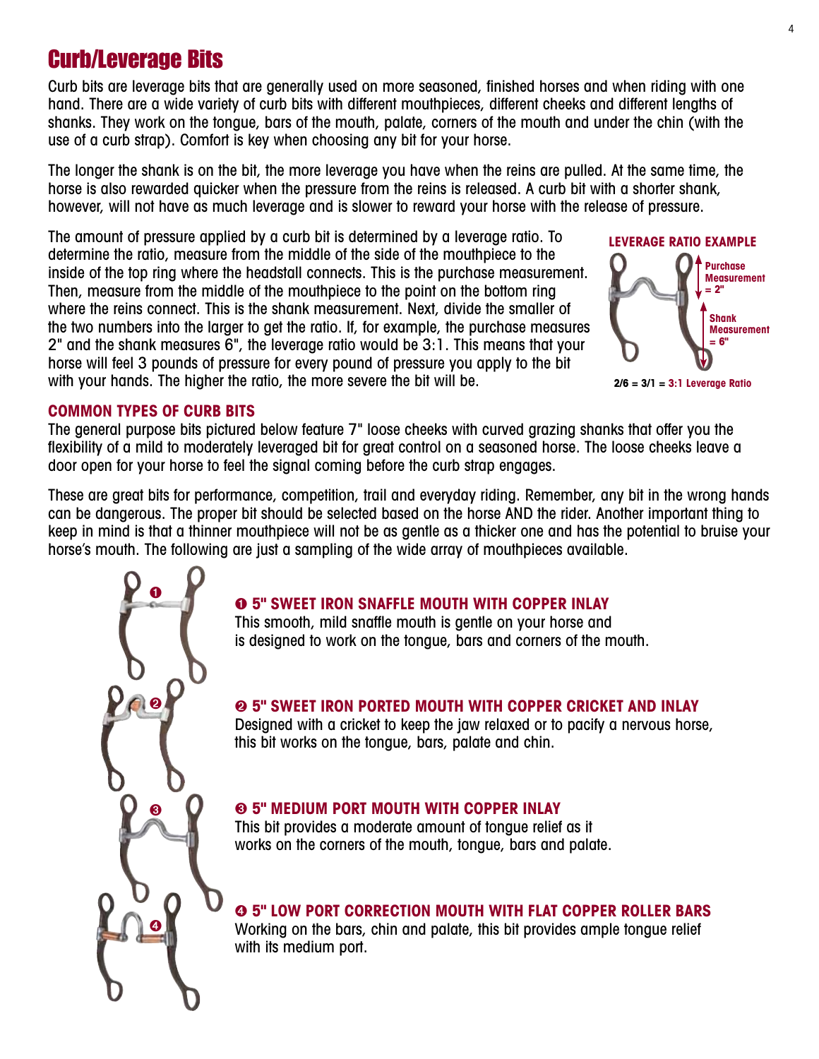# Curb/Leverage Bits

Curb bits are leverage bits that are generally used on more seasoned, finished horses and when riding with one hand. There are a wide variety of curb bits with different mouthpieces, different cheeks and different lengths of shanks. They work on the tongue, bars of the mouth, palate, corners of the mouth and under the chin (with the use of a curb strap). Comfort is key when choosing any bit for your horse.

The longer the shank is on the bit, the more leverage you have when the reins are pulled. At the same time, the horse is also rewarded quicker when the pressure from the reins is released. A curb bit with a shorter shank, however, will not have as much leverage and is slower to reward your horse with the release of pressure.

The amount of pressure applied by a curb bit is determined by a leverage ratio. To determine the ratio, measure from the middle of the side of the mouthpiece to the inside of the top ring where the headstall connects. This is the purchase measurement. Then, measure from the middle of the mouthpiece to the point on the bottom ring where the reins connect. This is the shank measurement. Next, divide the smaller of the two numbers into the larger to get the ratio. If, for example, the purchase measures 2" and the shank measures 6", the leverage ratio would be 3:1. This means that your horse will feel 3 pounds of pressure for every pound of pressure you apply to the bit with your hands. The higher the ratio, the more severe the bit will be.

**LEVERAGE RATIO EXAMPLE**

Purchase Measurement = 2"

Shank Measurement = 6"

2/6 = 3/1 = 3:1 Leverage Ratio

### COMMON TYPES OF CURB BITS

The general purpose bits pictured below feature 7" loose cheeks with curved grazing shanks that offer you the flexibility of a mild to moderately leveraged bit for great control on a seasoned horse. The loose cheeks leave a door open for your horse to feel the signal coming before the curb strap engages.

These are great bits for performance, competition, trail and everyday riding. Remember, any bit in the wrong hands can be dangerous. The proper bit should be selected based on the horse AND the rider. Another important thing to keep in mind is that a thinner mouthpiece will not be as gentle as a thicker one and has the potential to bruise your horse's mouth. The following are just a sampling of the wide array of mouthpieces available.

**❶ 5" SWEET IRON SNAFFLE MOUTH WITH COPPER INLAY**
This smooth, mild snaffle mouth is gentle on your horse and is designed to work on the tongue, bars and corners of the mouth.

**❷ 5" SWEET IRON PORTED MOUTH WITH COPPER CRICKET AND INLAY**
Designed with a cricket to keep the jaw relaxed or to pacify a nervous horse, this bit works on the tongue, bars, palate and chin.

**❸ 5" MEDIUM PORT MOUTH WITH COPPER INLAY**
This bit provides a moderate amount of tongue relief as it works on the corners of the mouth, tongue, bars and palate.

**❹ 5" LOW PORT CORRECTION MOUTH WITH FLAT COPPER ROLLER BARS**
Working on the bars, chin and palate, this bit provides ample tongue relief with its medium port.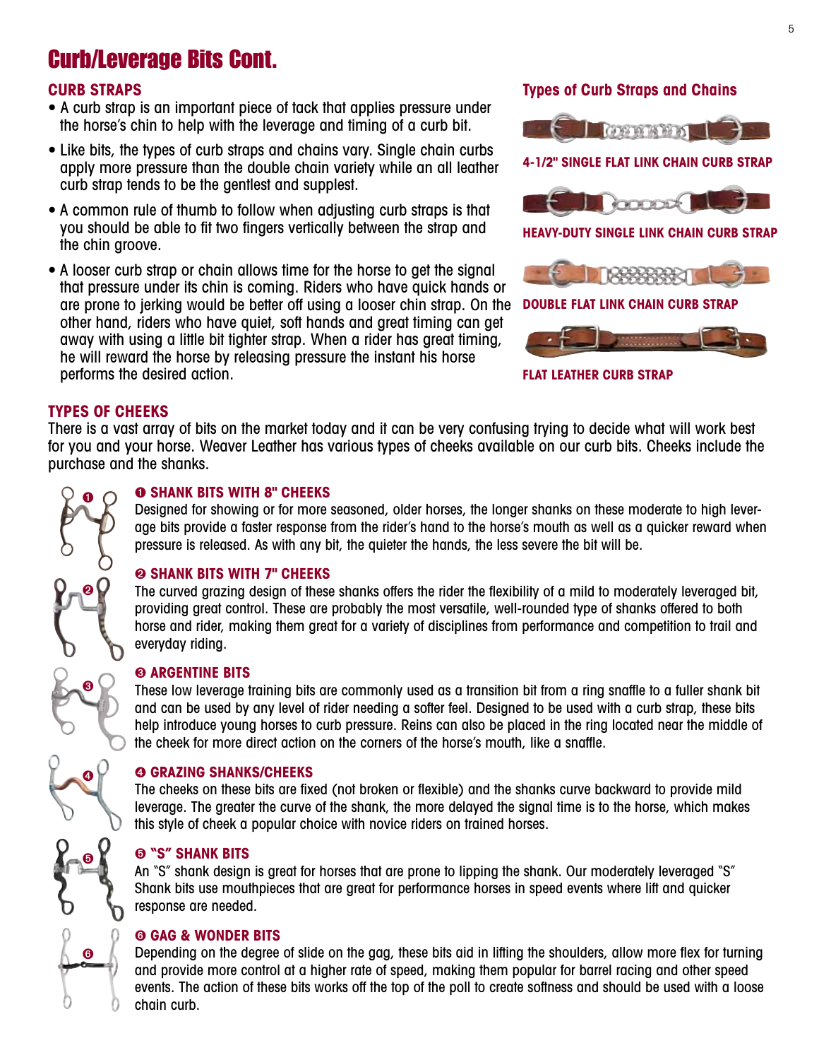# Curb/Leverage Bits Cont.

## CURB STRAPS

- A curb strap is an important piece of tack that applies pressure under the horse's chin to help with the leverage and timing of a curb bit.
- Like bits, the types of curb straps and chains vary. Single chain curbs apply more pressure than the double chain variety while an all leather curb strap tends to be the gentlest and supplest.
- A common rule of thumb to follow when adjusting curb straps is that you should be able to fit two fingers vertically between the strap and the chin groove.
- A looser curb strap or chain allows time for the horse to get the signal that pressure under its chin is coming. Riders who have quick hands or are prone to jerking would be better off using a looser chin strap. On the other hand, riders who have quiet, soft hands and great timing can get away with using a little bit tighter strap. When a rider has great timing, he will reward the horse by releasing pressure the instant his horse performs the desired action.

## Types of Curb Straps and Chains

4-1/2" SINGLE FLAT LINK CHAIN CURB STRAP

HEAVY-DUTY SINGLE LINK CHAIN CURB STRAP

DOUBLE FLAT LINK CHAIN CURB STRAP

FLAT LEATHER CURB STRAP

## TYPES OF CHEEKS

There is a vast array of bits on the market today and it can be very confusing trying to decide what will work best for you and your horse. Weaver Leather has various types of cheeks available on our curb bits. Cheeks include the purchase and the shanks.

### ❶ SHANK BITS WITH 8" CHEEKS

Designed for showing or for more seasoned, older horses, the longer shanks on these moderate to high leverage bits provide a faster response from the rider's hand to the horse's mouth as well as a quicker reward when pressure is released. As with any bit, the quieter the hands, the less severe the bit will be.

### ❷ SHANK BITS WITH 7" CHEEKS

The curved grazing design of these shanks offers the rider the flexibility of a mild to moderately leveraged bit, providing great control. These are probably the most versatile, well-rounded type of shanks offered to both horse and rider, making them great for a variety of disciplines from performance and competition to trail and everyday riding.

### ❸ ARGENTINE BITS

These low leverage training bits are commonly used as a transition bit from a ring snaffle to a fuller shank bit and can be used by any level of rider needing a softer feel. Designed to be used with a curb strap, these bits help introduce young horses to curb pressure. Reins can also be placed in the ring located near the middle of the cheek for more direct action on the corners of the horse's mouth, like a snaffle.

### ❹ GRAZING SHANKS/CHEEKS

The cheeks on these bits are fixed (not broken or flexible) and the shanks curve backward to provide mild leverage. The greater the curve of the shank, the more delayed the signal time is to the horse, which makes this style of cheek a popular choice with novice riders on trained horses.

### ❺ "S" SHANK BITS

An "S" shank design is great for horses that are prone to lipping the shank. Our moderately leveraged "S" Shank bits use mouthpieces that are great for performance horses in speed events where lift and quicker response are needed.

### ❻ GAG & WONDER BITS

Depending on the degree of slide on the gag, these bits aid in lifting the shoulders, allow more flex for turning and provide more control at a higher rate of speed, making them popular for barrel racing and other speed events. The action of these bits works off the top of the poll to create softness and should be used with a loose chain curb.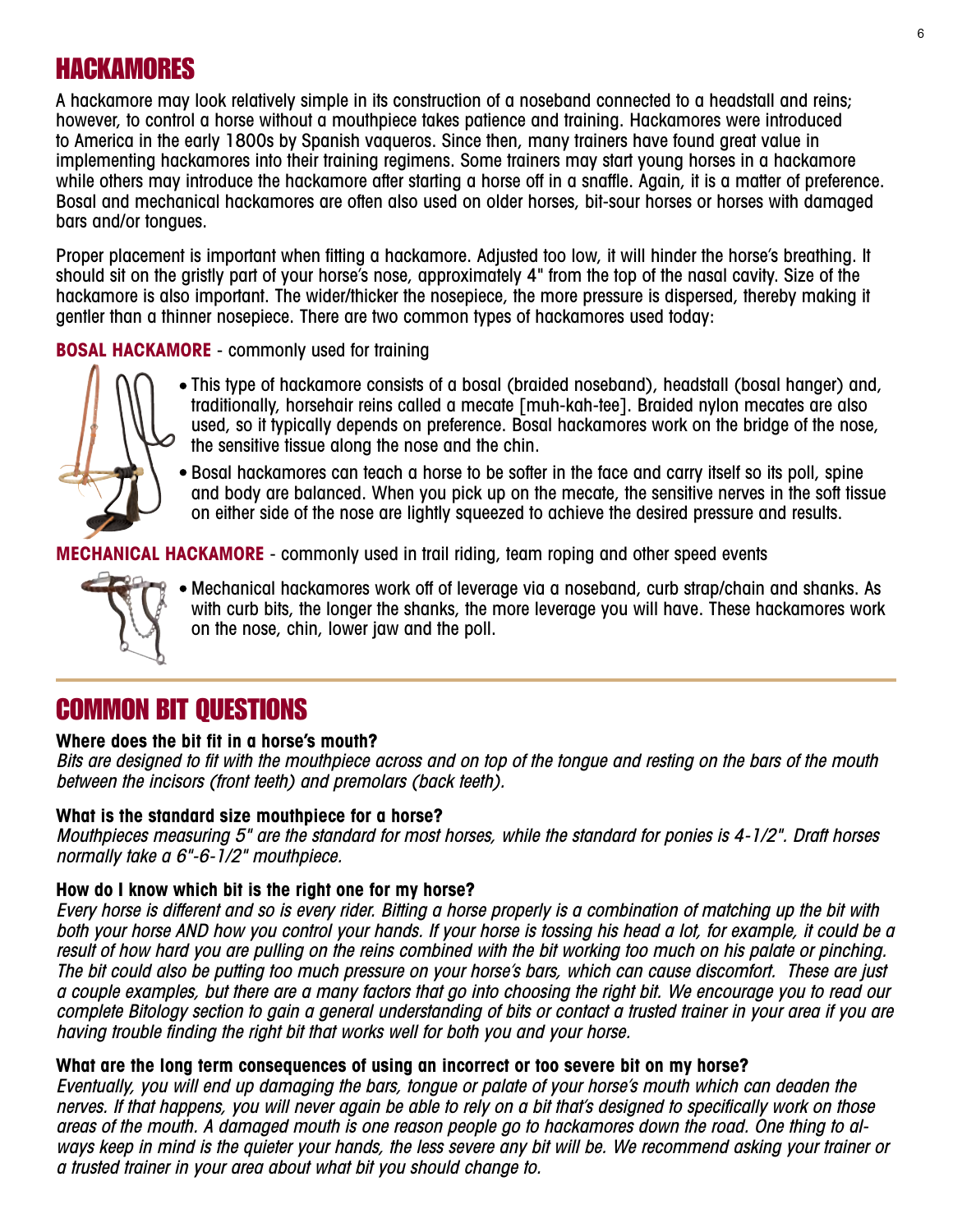# HACKAMORES

A hackamore may look relatively simple in its construction of a noseband connected to a headstall and reins; however, to control a horse without a mouthpiece takes patience and training. Hackamores were introduced to America in the early 1800s by Spanish vaqueros. Since then, many trainers have found great value in implementing hackamores into their training regimens. Some trainers may start young horses in a hackamore while others may introduce the hackamore after starting a horse off in a snaffle. Again, it is a matter of preference. Bosal and mechanical hackamores are often also used on older horses, bit-sour horses or horses with damaged bars and/or tongues.

Proper placement is important when fitting a hackamore. Adjusted too low, it will hinder the horse's breathing. It should sit on the gristly part of your horse's nose, approximately 4" from the top of the nasal cavity. Size of the hackamore is also important. The wider/thicker the nosepiece, the more pressure is dispersed, thereby making it gentler than a thinner nosepiece. There are two common types of hackamores used today:

**BOSAL HACKAMORE** - commonly used for training

- This type of hackamore consists of a bosal (braided noseband), headstall (bosal hanger) and, traditionally, horsehair reins called a mecate [muh-kah-tee]. Braided nylon mecates are also used, so it typically depends on preference. Bosal hackamores work on the bridge of the nose, the sensitive tissue along the nose and the chin.
- Bosal hackamores can teach a horse to be softer in the face and carry itself so its poll, spine and body are balanced. When you pick up on the mecate, the sensitive nerves in the soft tissue on either side of the nose are lightly squeezed to achieve the desired pressure and results.

**MECHANICAL HACKAMORE** - commonly used in trail riding, team roping and other speed events

- Mechanical hackamores work off of leverage via a noseband, curb strap/chain and shanks. As with curb bits, the longer the shanks, the more leverage you will have. These hackamores work on the nose, chin, lower jaw and the poll.

# COMMON BIT QUESTIONS

**Where does the bit fit in a horse's mouth?**

*Bits are designed to fit with the mouthpiece across and on top of the tongue and resting on the bars of the mouth between the incisors (front teeth) and premolars (back teeth).*

**What is the standard size mouthpiece for a horse?**

*Mouthpieces measuring 5" are the standard for most horses, while the standard for ponies is 4-1/2". Draft horses normally take a 6"-6-1/2" mouthpiece.*

**How do I know which bit is the right one for my horse?**

*Every horse is different and so is every rider. Bitting a horse properly is a combination of matching up the bit with both your horse AND how you control your hands. If your horse is tossing his head a lot, for example, it could be a result of how hard you are pulling on the reins combined with the bit working too much on his palate or pinching. The bit could also be putting too much pressure on your horse's bars, which can cause discomfort. These are just a couple examples, but there are a many factors that go into choosing the right bit. We encourage you to read our complete Bitology section to gain a general understanding of bits or contact a trusted trainer in your area if you are having trouble finding the right bit that works well for both you and your horse.*

**What are the long term consequences of using an incorrect or too severe bit on my horse?**

*Eventually, you will end up damaging the bars, tongue or palate of your horse's mouth which can deaden the nerves. If that happens, you will never again be able to rely on a bit that's designed to specifically work on those areas of the mouth. A damaged mouth is one reason people go to hackamores down the road. One thing to always keep in mind is the quieter your hands, the less severe any bit will be. We recommend asking your trainer or a trusted trainer in your area about what bit you should change to.*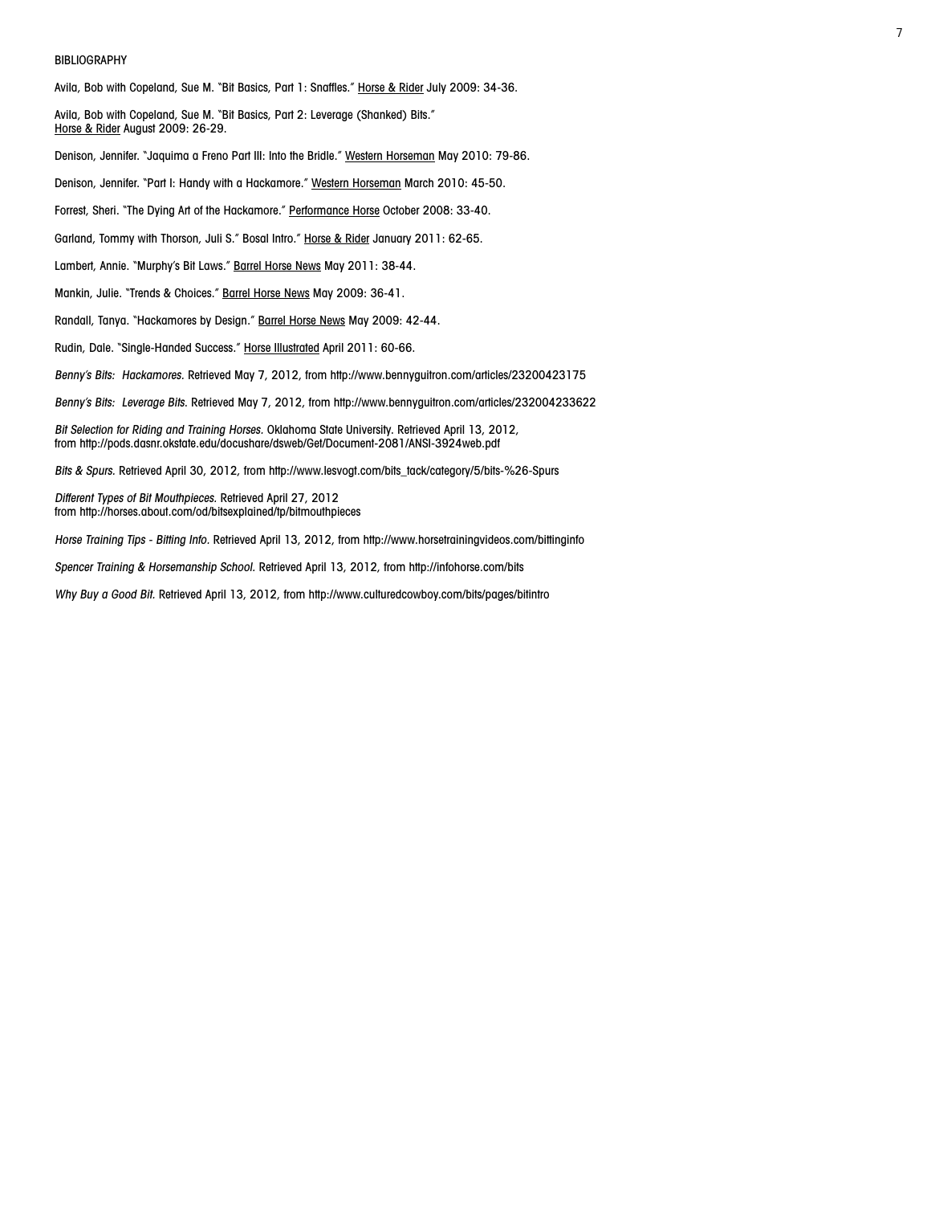BIBLIOGRAPHY

Avila, Bob with Copeland, Sue M. "Bit Basics, Part 1: Snaffles." Horse & Rider July 2009: 34-36.

Avila, Bob with Copeland, Sue M. "Bit Basics, Part 2: Leverage (Shanked) Bits." Horse & Rider August 2009: 26-29.

Denison, Jennifer. "Jaquima a Freno Part III: Into the Bridle." Western Horseman May 2010: 79-86.

Denison, Jennifer. "Part I: Handy with a Hackamore." Western Horseman March 2010: 45-50.

Forrest, Sheri. "The Dying Art of the Hackamore." Performance Horse October 2008: 33-40.

Garland, Tommy with Thorson, Juli S." Bosal Intro." Horse & Rider January 2011: 62-65.

Lambert, Annie. "Murphy's Bit Laws." Barrel Horse News May 2011: 38-44.

Mankin, Julie. "Trends & Choices." Barrel Horse News May 2009: 36-41.

Randall, Tanya. "Hackamores by Design." Barrel Horse News May 2009: 42-44.

Rudin, Dale. "Single-Handed Success." Horse Illustrated April 2011: 60-66.

*Benny's Bits: Hackamores.* Retrieved May 7, 2012, from http://www.bennyguitron.com/articles/23200423175

*Benny's Bits: Leverage Bits.* Retrieved May 7, 2012, from http://www.bennyguitron.com/articles/232004233622

*Bit Selection for Riding and Training Horses.* Oklahoma State University. Retrieved April 13, 2012, from http://pods.dasnr.okstate.edu/docushare/dsweb/Get/Document-2081/ANSI-3924web.pdf

*Bits & Spurs.* Retrieved April 30, 2012, from http://www.lesvogt.com/bits_tack/category/5/bits-%26-Spurs

*Different Types of Bit Mouthpieces.* Retrieved April 27, 2012 from http://horses.about.com/od/bitsexplained/tp/bitmouthpieces

*Horse Training Tips - Bitting Info.* Retrieved April 13, 2012, from http://www.horsetrainingvideos.com/bittinginfo

*Spencer Training & Horsemanship School.* Retrieved April 13, 2012, from http://infohorse.com/bits

*Why Buy a Good Bit.* Retrieved April 13, 2012, from http://www.culturedcowboy.com/bits/pages/bitintro